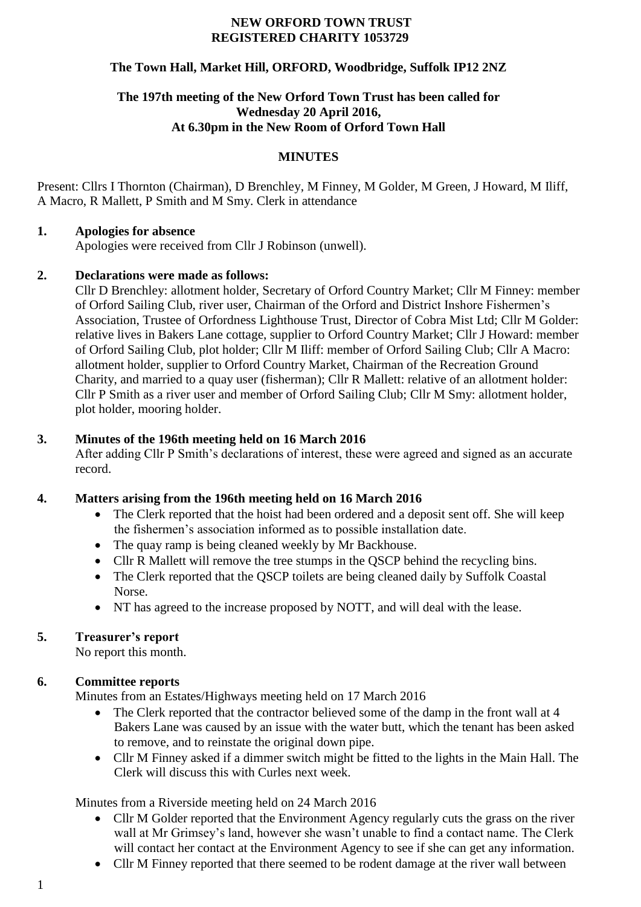**NEW ORFORD TOWN TRUST**
**REGISTERED CHARITY 1053729**

**The Town Hall, Market Hill, ORFORD, Woodbridge, Suffolk IP12 2NZ**

**The 197th meeting of the New Orford Town Trust has been called for Wednesday 20 April 2016, At 6.30pm in the New Room of Orford Town Hall**

**MINUTES**

Present: Cllrs I Thornton (Chairman), D Brenchley, M Finney, M Golder, M Green, J Howard, M Iliff, A Macro, R Mallett, P Smith and M Smy. Clerk in attendance

**1. Apologies for absence**

Apologies were received from Cllr J Robinson (unwell).

**2. Declarations were made as follows:**

Cllr D Brenchley: allotment holder, Secretary of Orford Country Market; Cllr M Finney: member of Orford Sailing Club, river user, Chairman of the Orford and District Inshore Fishermen's Association, Trustee of Orfordness Lighthouse Trust, Director of Cobra Mist Ltd; Cllr M Golder: relative lives in Bakers Lane cottage, supplier to Orford Country Market; Cllr J Howard: member of Orford Sailing Club, plot holder; Cllr M Iliff: member of Orford Sailing Club; Cllr A Macro: allotment holder, supplier to Orford Country Market, Chairman of the Recreation Ground Charity, and married to a quay user (fisherman); Cllr R Mallett: relative of an allotment holder: Cllr P Smith as a river user and member of Orford Sailing Club; Cllr M Smy: allotment holder, plot holder, mooring holder.

**3. Minutes of the 196th meeting held on 16 March 2016**

After adding Cllr P Smith's declarations of interest, these were agreed and signed as an accurate record.

**4. Matters arising from the 196th meeting held on 16 March 2016**

- The Clerk reported that the hoist had been ordered and a deposit sent off. She will keep the fishermen's association informed as to possible installation date.
- The quay ramp is being cleaned weekly by Mr Backhouse.
- Cllr R Mallett will remove the tree stumps in the QSCP behind the recycling bins.
- The Clerk reported that the QSCP toilets are being cleaned daily by Suffolk Coastal Norse.
- NT has agreed to the increase proposed by NOTT, and will deal with the lease.

**5. Treasurer's report**

No report this month.

**6. Committee reports**

Minutes from an Estates/Highways meeting held on 17 March 2016

- The Clerk reported that the contractor believed some of the damp in the front wall at 4 Bakers Lane was caused by an issue with the water butt, which the tenant has been asked to remove, and to reinstate the original down pipe.
- Cllr M Finney asked if a dimmer switch might be fitted to the lights in the Main Hall. The Clerk will discuss this with Curles next week.

Minutes from a Riverside meeting held on 24 March 2016

- Cllr M Golder reported that the Environment Agency regularly cuts the grass on the river wall at Mr Grimsey's land, however she wasn't unable to find a contact name. The Clerk will contact her contact at the Environment Agency to see if she can get any information.
- Cllr M Finney reported that there seemed to be rodent damage at the river wall between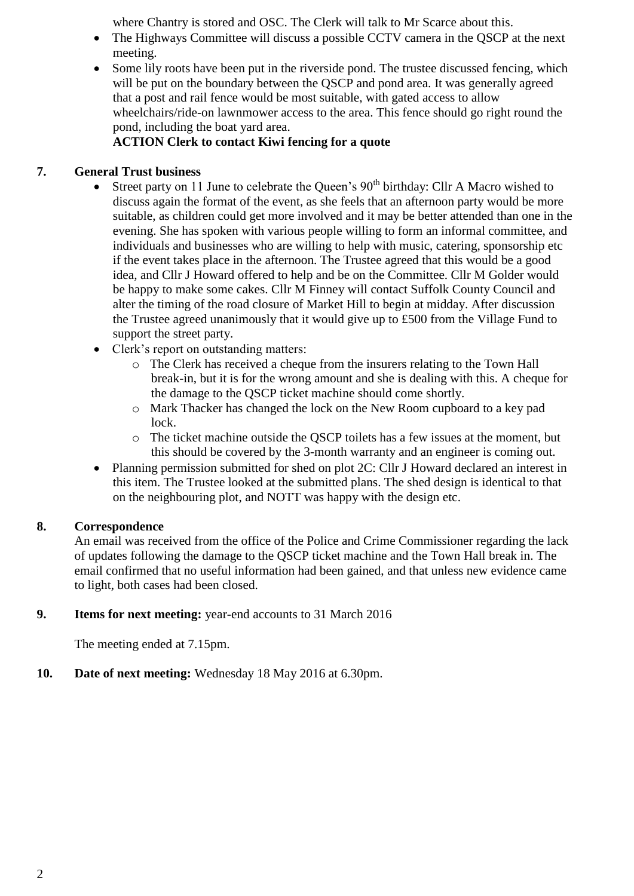where Chantry is stored and OSC. The Clerk will talk to Mr Scarce about this.

- The Highways Committee will discuss a possible CCTV camera in the QSCP at the next meeting.
- Some lily roots have been put in the riverside pond. The trustee discussed fencing, which will be put on the boundary between the QSCP and pond area. It was generally agreed that a post and rail fence would be most suitable, with gated access to allow wheelchairs/ride-on lawnmower access to the area. This fence should go right round the pond, including the boat yard area.

  **ACTION Clerk to contact Kiwi fencing for a quote**

**7. General Trust business**

- Street party on 11 June to celebrate the Queen's 90th birthday: Cllr A Macro wished to discuss again the format of the event, as she feels that an afternoon party would be more suitable, as children could get more involved and it may be better attended than one in the evening. She has spoken with various people willing to form an informal committee, and individuals and businesses who are willing to help with music, catering, sponsorship etc if the event takes place in the afternoon. The Trustee agreed that this would be a good idea, and Cllr J Howard offered to help and be on the Committee. Cllr M Golder would be happy to make some cakes. Cllr M Finney will contact Suffolk County Council and alter the timing of the road closure of Market Hill to begin at midday. After discussion the Trustee agreed unanimously that it would give up to £500 from the Village Fund to support the street party.
- Clerk's report on outstanding matters:
  - The Clerk has received a cheque from the insurers relating to the Town Hall break-in, but it is for the wrong amount and she is dealing with this. A cheque for the damage to the QSCP ticket machine should come shortly.
  - Mark Thacker has changed the lock on the New Room cupboard to a key pad lock.
  - The ticket machine outside the QSCP toilets has a few issues at the moment, but this should be covered by the 3-month warranty and an engineer is coming out.
- Planning permission submitted for shed on plot 2C: Cllr J Howard declared an interest in this item. The Trustee looked at the submitted plans. The shed design is identical to that on the neighbouring plot, and NOTT was happy with the design etc.

**8. Correspondence**

An email was received from the office of the Police and Crime Commissioner regarding the lack of updates following the damage to the QSCP ticket machine and the Town Hall break in. The email confirmed that no useful information had been gained, and that unless new evidence came to light, both cases had been closed.

**9. Items for next meeting:** year-end accounts to 31 March 2016

The meeting ended at 7.15pm.

**10. Date of next meeting:** Wednesday 18 May 2016 at 6.30pm.